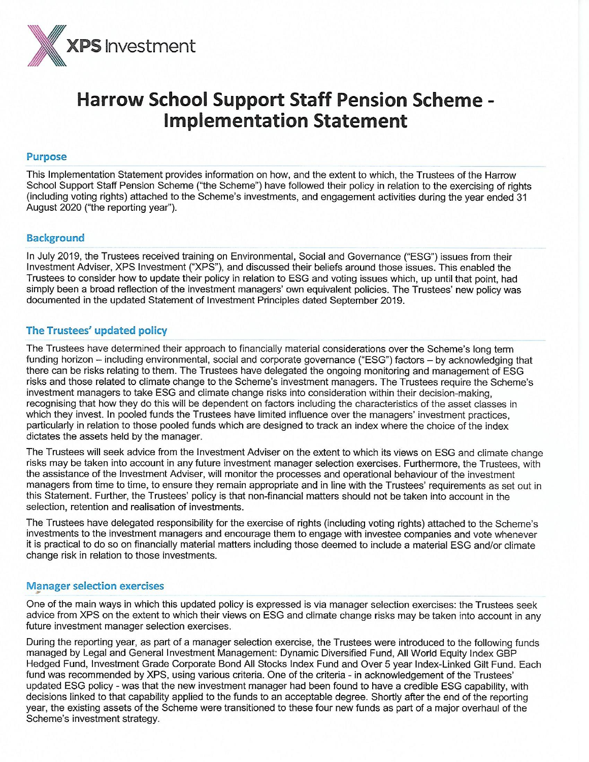XPS Investment

# Harrow School Support Staff Pension Scheme - Implementation Statement

## Purpose

This Implementation Statement provides information on how, and the extent to which, the Trustees of the Harrow School Support Staff Pension Scheme ("the Scheme") have followed their policy in relation to the exercising of rights (including voting rights) attached to the Scheme's investments, and engagement activities during the year ended 31 August 2020 ("the reporting year").

## Background

In July 2019, the Trustees received training on Environmental, Social and Governance ("ESG") issues from their Investment Adviser, XPS Investment ("XPS"), and discussed their beliefs around those issues. This enabled the Trustees to consider how to update their policy in relation to ESG and voting issues which, up until that point, had simply been a broad reflection of the investment managers' own equivalent policies. The Trustees' new policy was documented in the updated Statement of Investment Principles dated September 2019.

## The Trustees' updated policy

The Trustees have determined their approach to financially material considerations over the Scheme's long term funding horizon – including environmental, social and corporate governance ("ESG") factors – by acknowledging that there can be risks relating to them. The Trustees have delegated the ongoing monitoring and management of ESG risks and those related to climate change to the Scheme's investment managers. The Trustees require the Scheme's investment managers to take ESG and climate change risks into consideration within their decision-making, recognising that how they do this will be dependent on factors including the characteristics of the asset classes in which they invest. In pooled funds the Trustees have limited influence over the managers' investment practices, particularly in relation to those pooled funds which are designed to track an index where the choice of the index dictates the assets held by the manager.

The Trustees will seek advice from the Investment Adviser on the extent to which its views on ESG and climate change risks may be taken into account in any future investment manager selection exercises. Furthermore, the Trustees, with the assistance of the Investment Adviser, will monitor the processes and operational behaviour of the investment managers from time to time, to ensure they remain appropriate and in line with the Trustees' requirements as set out in this Statement. Further, the Trustees' policy is that non-financial matters should not be taken into account in the selection, retention and realisation of investments.

The Trustees have delegated responsibility for the exercise of rights (including voting rights) attached to the Scheme's investments to the investment managers and encourage them to engage with investee companies and vote whenever it is practical to do so on financially material matters including those deemed to include a material ESG and/or climate change risk in relation to those investments.

## Manager selection exercises

One of the main ways in which this updated policy is expressed is via manager selection exercises: the Trustees seek advice from XPS on the extent to which their views on ESG and climate change risks may be taken into account in any future investment manager selection exercises.

During the reporting year, as part of a manager selection exercise, the Trustees were introduced to the following funds managed by Legal and General Investment Management: Dynamic Diversified Fund, All World Equity Index GBP Hedged Fund, Investment Grade Corporate Bond All Stocks Index Fund and Over 5 year Index-Linked Gilt Fund. Each fund was recommended by XPS, using various criteria. One of the criteria - in acknowledgement of the Trustees' updated ESG policy - was that the new investment manager had been found to have a credible ESG capability, with decisions linked to that capability applied to the funds to an acceptable degree. Shortly after the end of the reporting year, the existing assets of the Scheme were transitioned to these four new funds as part of a major overhaul of the Scheme's investment strategy.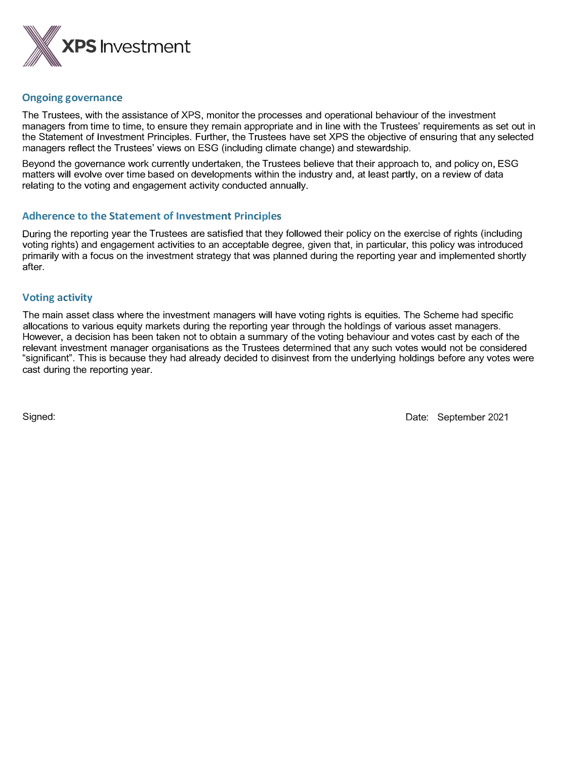## Ongoing governance

The Trustees, with the assistance of XPS, monitor the processes and operational behaviour of the investment managers from time to time, to ensure they remain appropriate and in line with the Trustees' requirements as set out in the Statement of Investment Principles. Further, the Trustees have set XPS the objective of ensuring that any selected managers reflect the Trustees' views on ESG (including climate change) and stewardship.

Beyond the governance work currently undertaken, the Trustees believe that their approach to, and policy on, ESG matters will evolve over time based on developments within the industry and, at least partly, on a review of data relating to the voting and engagement activity conducted annually.

## Adherence to the Statement of Investment Principles

During the reporting year the Trustees are satisfied that they followed their policy on the exercise of rights (including voting rights) and engagement activities to an acceptable degree, given that, in particular, this policy was introduced primarily with a focus on the investment strategy that was planned during the reporting year and implemented shortly after.

## Voting activity

The main asset class where the investment managers will have voting rights is equities. The Scheme had specific allocations to various equity markets during the reporting year through the holdings of various asset managers. However, a decision has been taken not to obtain a summary of the voting behaviour and votes cast by each of the relevant investment manager organisations as the Trustees determined that any such votes would not be considered "significant". This is because they had already decided to disinvest from the underlying holdings before any votes were cast during the reporting year.

Signed:

Date: September 2021